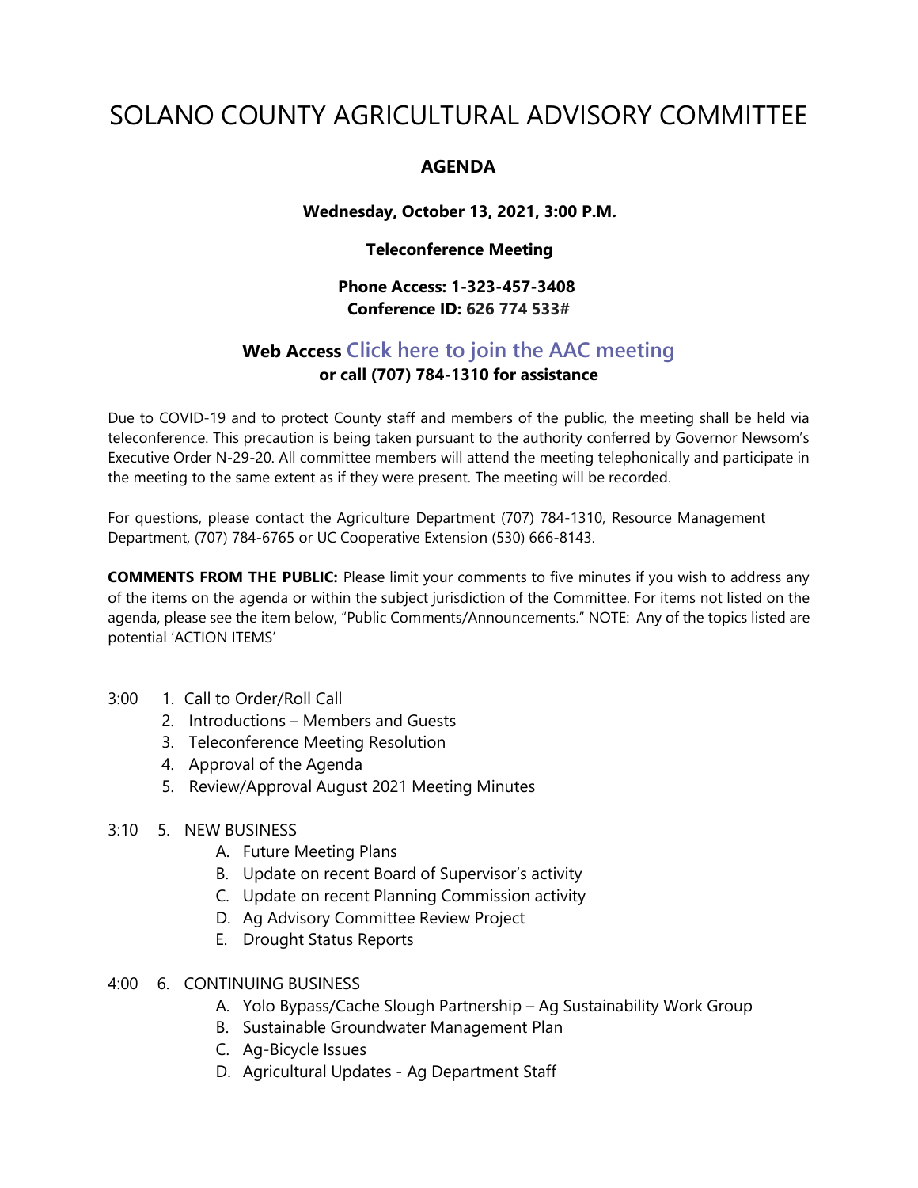# SOLANO COUNTY AGRICULTURAL ADVISORY COMMITTEE

## AGENDA

**Wednesday, October 13, 2021, 3:00 P.M.**

**Teleconference Meeting**

**Phone Access: 1-323-457-3408**
**Conference ID: 626 774 533#**

**Web Access** Click here to join the AAC meeting
**or call (707) 784-1310 for assistance**

Due to COVID-19 and to protect County staff and members of the public, the meeting shall be held via teleconference. This precaution is being taken pursuant to the authority conferred by Governor Newsom's Executive Order N-29-20. All committee members will attend the meeting telephonically and participate in the meeting to the same extent as if they were present. The meeting will be recorded.

For questions, please contact the Agriculture Department (707) 784-1310, Resource Management Department, (707) 784-6765 or UC Cooperative Extension (530) 666-8143.

**COMMENTS FROM THE PUBLIC:** Please limit your comments to five minutes if you wish to address any of the items on the agenda or within the subject jurisdiction of the Committee. For items not listed on the agenda, please see the item below, "Public Comments/Announcements." NOTE: Any of the topics listed are potential 'ACTION ITEMS'

3:00
1. Call to Order/Roll Call
2. Introductions – Members and Guests
3. Teleconference Meeting Resolution
4. Approval of the Agenda
5. Review/Approval August 2021 Meeting Minutes

3:10 5. NEW BUSINESS
   - A. Future Meeting Plans
   - B. Update on recent Board of Supervisor's activity
   - C. Update on recent Planning Commission activity
   - D. Ag Advisory Committee Review Project
   - E. Drought Status Reports

4:00 6. CONTINUING BUSINESS
   - A. Yolo Bypass/Cache Slough Partnership – Ag Sustainability Work Group
   - B. Sustainable Groundwater Management Plan
   - C. Ag-Bicycle Issues
   - D. Agricultural Updates - Ag Department Staff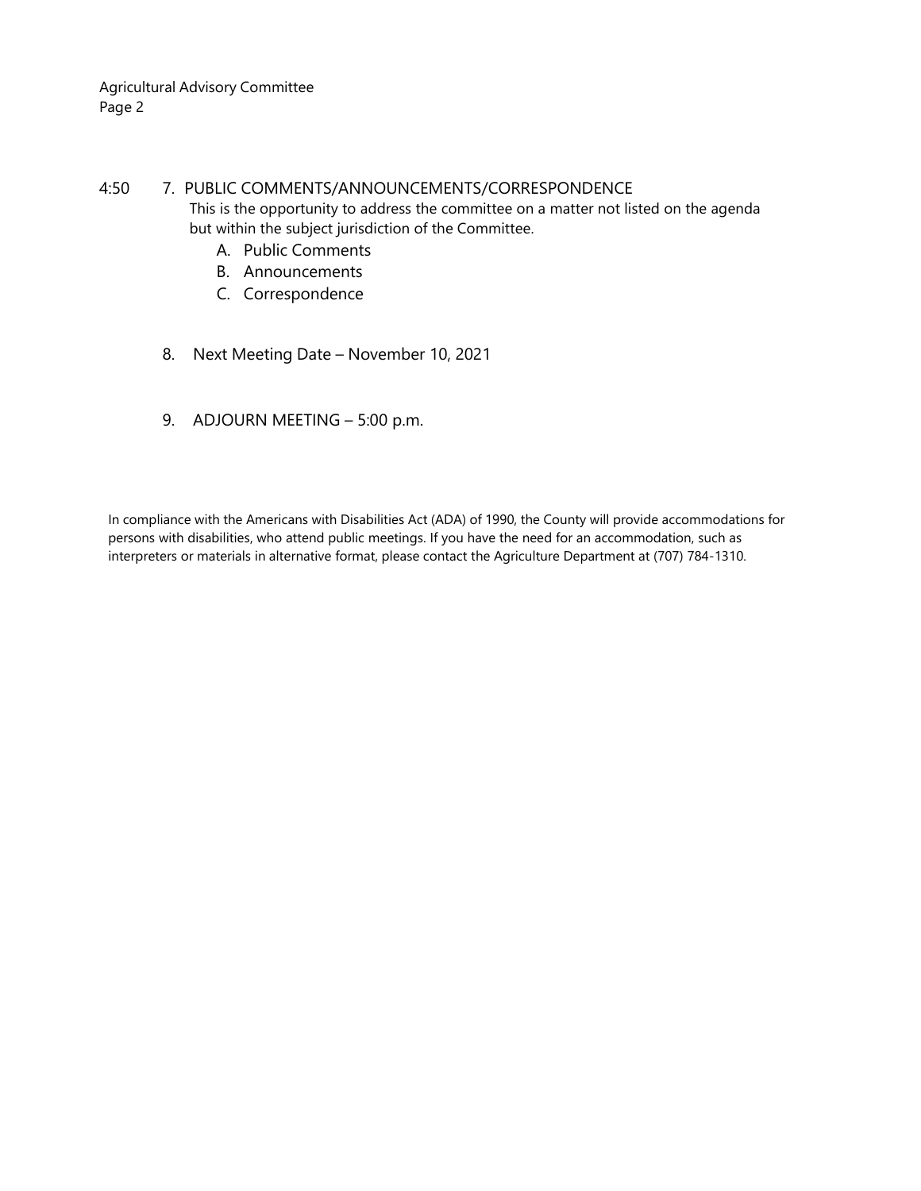4:50 7. PUBLIC COMMENTS/ANNOUNCEMENTS/CORRESPONDENCE

This is the opportunity to address the committee on a matter not listed on the agenda but within the subject jurisdiction of the Committee.

A. Public Comments
B. Announcements
C. Correspondence

8. Next Meeting Date – November 10, 2021

9. ADJOURN MEETING – 5:00 p.m.

In compliance with the Americans with Disabilities Act (ADA) of 1990, the County will provide accommodations for persons with disabilities, who attend public meetings. If you have the need for an accommodation, such as interpreters or materials in alternative format, please contact the Agriculture Department at (707) 784-1310.